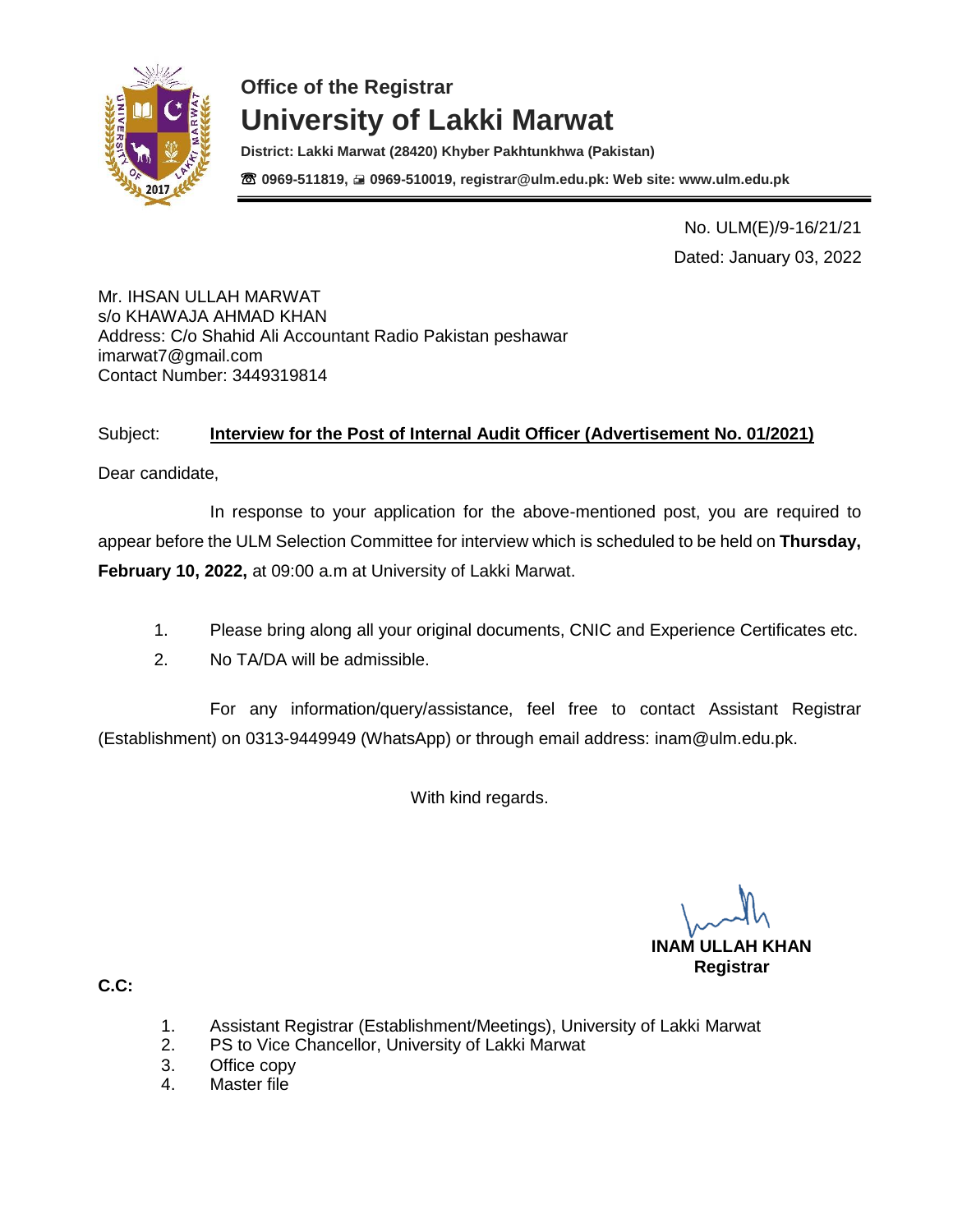## Office of the Registrar

# University of Lakki Marwat

**District: Lakki Marwat (28420) Khyber Pakhtunkhwa (Pakistan)**

**☎ 0969-511819, 🖷 0969-510019, registrar@ulm.edu.pk: Web site: www.ulm.edu.pk**

No. ULM(E)/9-16/21/21

Dated: January 03, 2022

Mr. IHSAN ULLAH MARWAT
s/o KHAWAJA AHMAD KHAN
Address: C/o Shahid Ali Accountant Radio Pakistan peshawar
imarwat7@gmail.com
Contact Number: 3449319814

Subject: **Interview for the Post of Internal Audit Officer (Advertisement No. 01/2021)**

Dear candidate,

In response to your application for the above-mentioned post, you are required to appear before the ULM Selection Committee for interview which is scheduled to be held on **Thursday, February 10, 2022,** at 09:00 a.m at University of Lakki Marwat.

1. Please bring along all your original documents, CNIC and Experience Certificates etc.
2. No TA/DA will be admissible.

For any information/query/assistance, feel free to contact Assistant Registrar (Establishment) on 0313-9449949 (WhatsApp) or through email address: inam@ulm.edu.pk.

With kind regards.

**INAM ULLAH KHAN**
**Registrar**

**C.C:**

1. Assistant Registrar (Establishment/Meetings), University of Lakki Marwat
2. PS to Vice Chancellor, University of Lakki Marwat
3. Office copy
4. Master file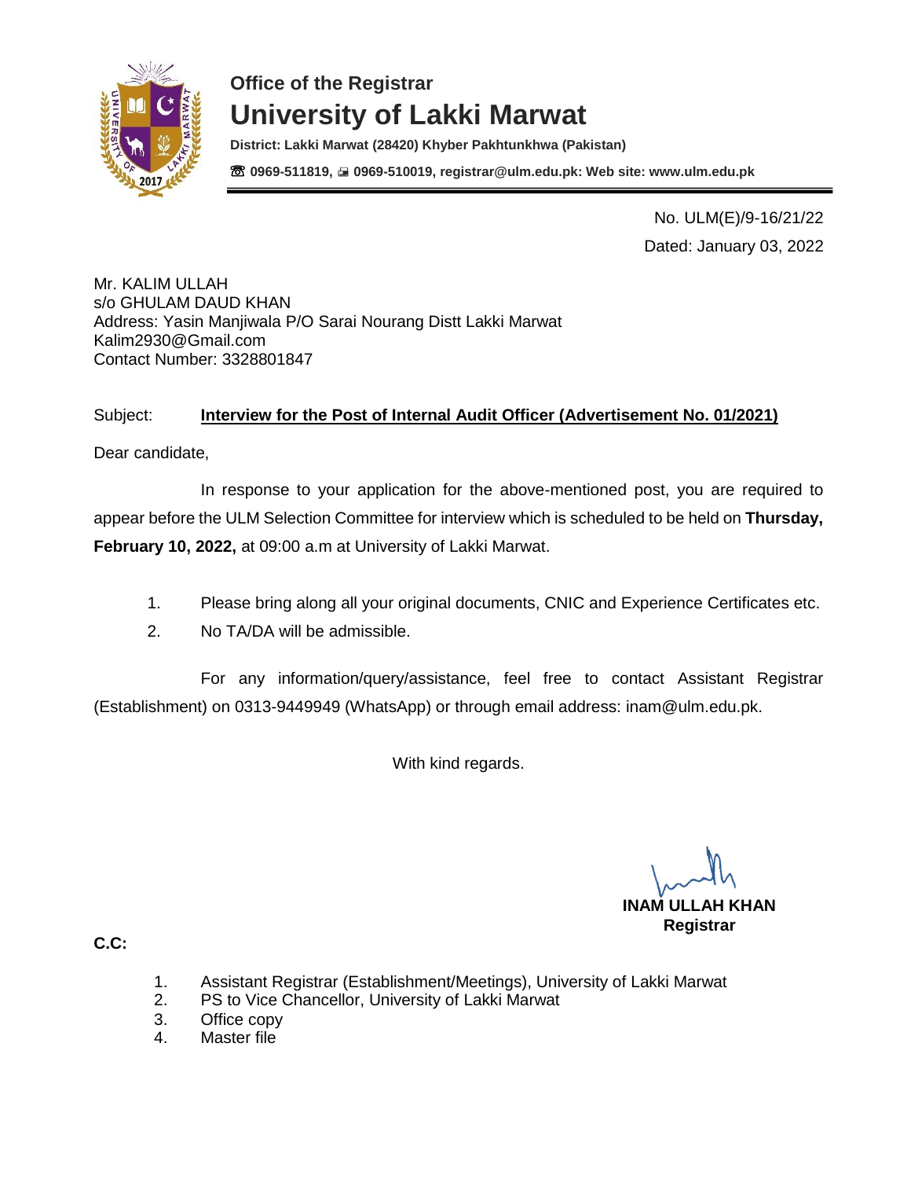### Office of the Registrar

# University of Lakki Marwat

**District: Lakki Marwat (28420) Khyber Pakhtunkhwa (Pakistan)**

**☏ 0969-511819, 🖷 0969-510019, registrar@ulm.edu.pk: Web site: www.ulm.edu.pk**

No. ULM(E)/9-16/21/22

Dated: January 03, 2022

Mr. KALIM ULLAH
s/o GHULAM DAUD KHAN
Address: Yasin Manjiwala P/O Sarai Nourang Distt Lakki Marwat
Kalim2930@Gmail.com
Contact Number: 3328801847

Subject: **Interview for the Post of Internal Audit Officer (Advertisement No. 01/2021)**

Dear candidate,

In response to your application for the above-mentioned post, you are required to appear before the ULM Selection Committee for interview which is scheduled to be held on **Thursday, February 10, 2022,** at 09:00 a.m at University of Lakki Marwat.

1. Please bring along all your original documents, CNIC and Experience Certificates etc.
2. No TA/DA will be admissible.

For any information/query/assistance, feel free to contact Assistant Registrar (Establishment) on 0313-9449949 (WhatsApp) or through email address: inam@ulm.edu.pk.

With kind regards.

**INAM ULLAH KHAN**
**Registrar**

**C.C:**

1. Assistant Registrar (Establishment/Meetings), University of Lakki Marwat
2. PS to Vice Chancellor, University of Lakki Marwat
3. Office copy
4. Master file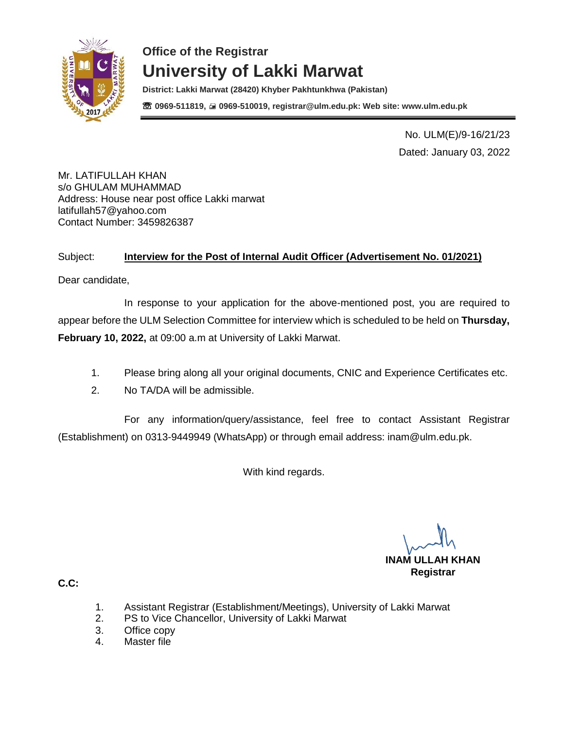**Office of the Registrar**

# University of Lakki Marwat

**District: Lakki Marwat (28420) Khyber Pakhtunkhwa (Pakistan)**

**☏ 0969-511819, 🖷 0969-510019, registrar@ulm.edu.pk: Web site: www.ulm.edu.pk**

---

No. ULM(E)/9-16/21/23
Dated: January 03, 2022

Mr. LATIFULLAH KHAN
s/o GHULAM MUHAMMAD
Address: House near post office Lakki marwat
latifullah57@yahoo.com
Contact Number: 3459826387

Subject: **Interview for the Post of Internal Audit Officer (Advertisement No. 01/2021)**

Dear candidate,

In response to your application for the above-mentioned post, you are required to appear before the ULM Selection Committee for interview which is scheduled to be held on **Thursday, February 10, 2022,** at 09:00 a.m at University of Lakki Marwat.

1. Please bring along all your original documents, CNIC and Experience Certificates etc.
2. No TA/DA will be admissible.

For any information/query/assistance, feel free to contact Assistant Registrar (Establishment) on 0313-9449949 (WhatsApp) or through email address: inam@ulm.edu.pk.

With kind regards.

**INAM ULLAH KHAN**
**Registrar**

**C.C:**

1. Assistant Registrar (Establishment/Meetings), University of Lakki Marwat
2. PS to Vice Chancellor, University of Lakki Marwat
3. Office copy
4. Master file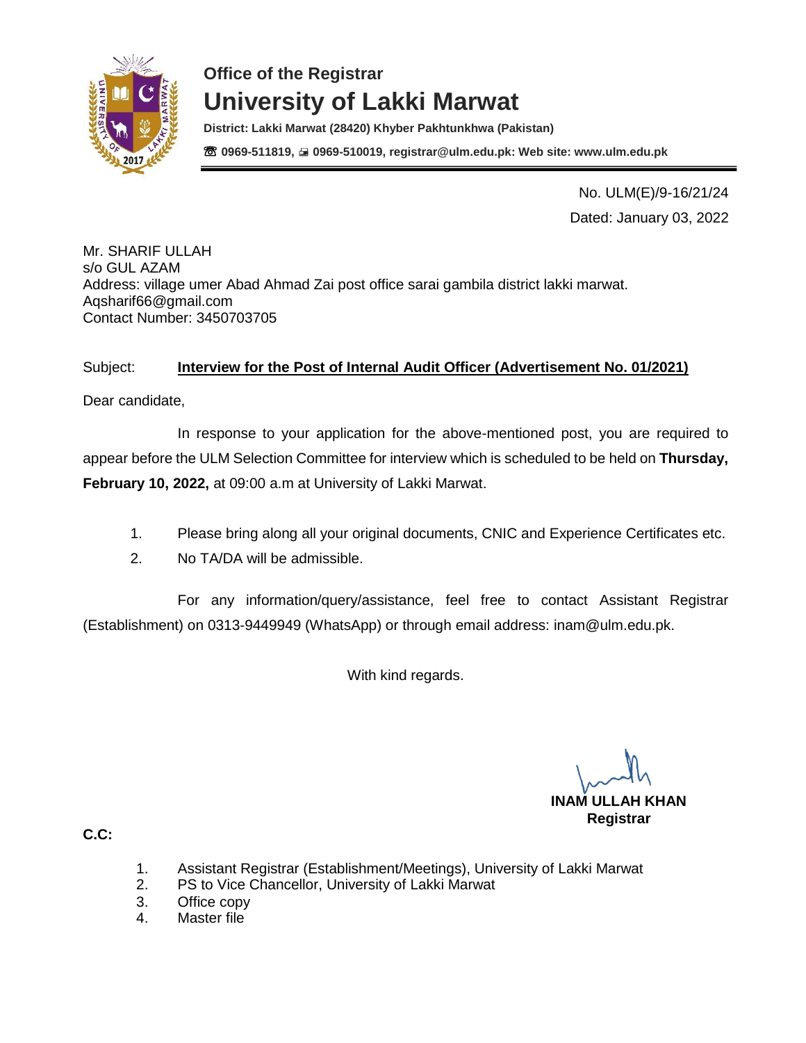**Office of the Registrar**

# University of Lakki Marwat

**District: Lakki Marwat (28420) Khyber Pakhtunkhwa (Pakistan)**

**☏ 0969-511819, 🖷 0969-510019, registrar@ulm.edu.pk: Web site: www.ulm.edu.pk**

No. ULM(E)/9-16/21/24

Dated: January 03, 2022

Mr. SHARIF ULLAH
s/o GUL AZAM
Address: village umer Abad Ahmad Zai post office sarai gambila district lakki marwat.
Aqsharif66@gmail.com
Contact Number: 3450703705

Subject: **Interview for the Post of Internal Audit Officer (Advertisement No. 01/2021)**

Dear candidate,

In response to your application for the above-mentioned post, you are required to appear before the ULM Selection Committee for interview which is scheduled to be held on **Thursday, February 10, 2022,** at 09:00 a.m at University of Lakki Marwat.

1. Please bring along all your original documents, CNIC and Experience Certificates etc.
2. No TA/DA will be admissible.

For any information/query/assistance, feel free to contact Assistant Registrar (Establishment) on 0313-9449949 (WhatsApp) or through email address: inam@ulm.edu.pk.

With kind regards.

**INAM ULLAH KHAN**
**Registrar**

**C.C:**

1. Assistant Registrar (Establishment/Meetings), University of Lakki Marwat
2. PS to Vice Chancellor, University of Lakki Marwat
3. Office copy
4. Master file